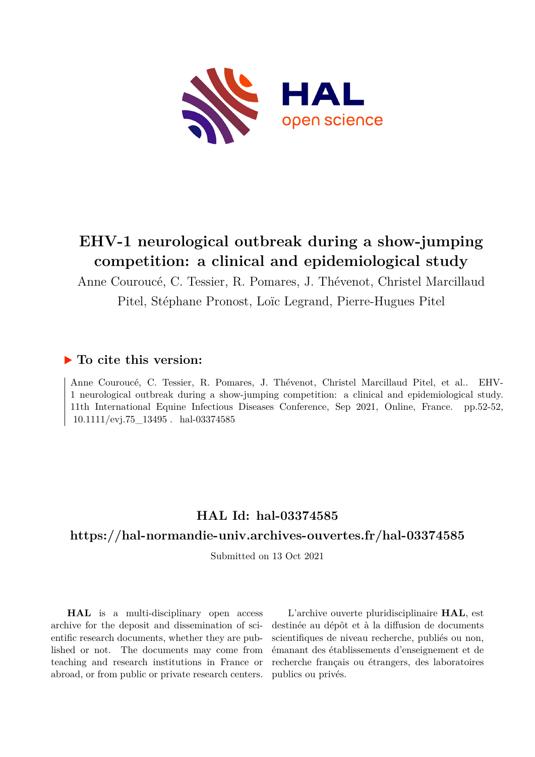# EHV-1 neurological outbreak during a show-jumping competition: a clinical and epidemiological study

Anne Couroucé, C. Tessier, R. Pomares, J. Thévenot, Christel Marcillaud Pitel, Stéphane Pronost, Loïc Legrand, Pierre-Hugues Pitel

## ▶ To cite this version:

Anne Couroucé, C. Tessier, R. Pomares, J. Thévenot, Christel Marcillaud Pitel, et al.. EHV-1 neurological outbreak during a show-jumping competition: a clinical and epidemiological study. 11th International Equine Infectious Diseases Conference, Sep 2021, Online, France. pp.52-52, 10.1111/evj.75_13495 . hal-03374585

## HAL Id: hal-03374585

## https://hal-normandie-univ.archives-ouvertes.fr/hal-03374585

Submitted on 13 Oct 2021

**HAL** is a multi-disciplinary open access archive for the deposit and dissemination of scientific research documents, whether they are published or not. The documents may come from teaching and research institutions in France or abroad, or from public or private research centers.

L'archive ouverte pluridisciplinaire **HAL**, est destinée au dépôt et à la diffusion de documents scientifiques de niveau recherche, publiés ou non, émanant des établissements d'enseignement et de recherche français ou étrangers, des laboratoires publics ou privés.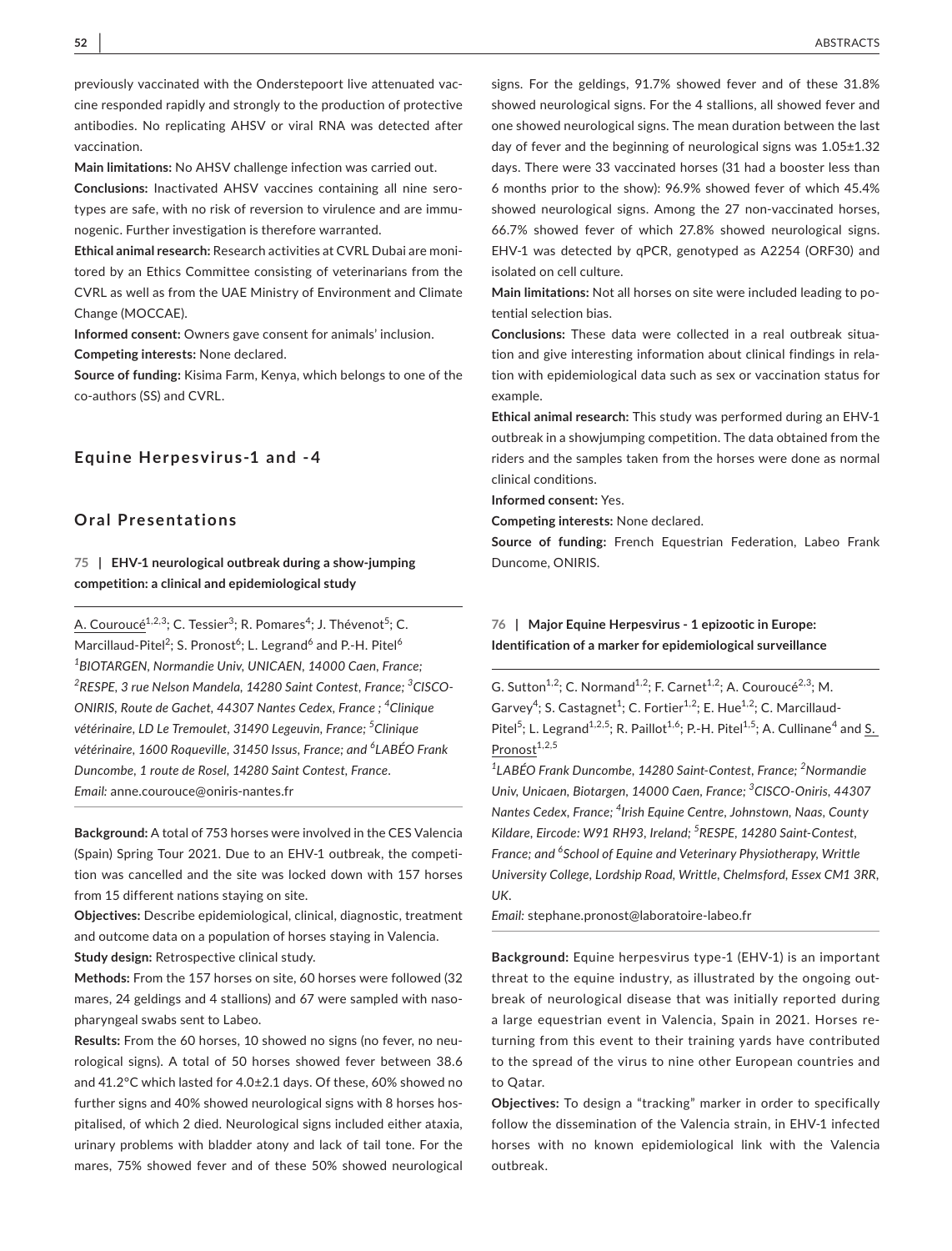previously vaccinated with the Onderstepoort live attenuated vaccine responded rapidly and strongly to the production of protective antibodies. No replicating AHSV or viral RNA was detected after vaccination.

**Main limitations:** No AHSV challenge infection was carried out.

**Conclusions:** Inactivated AHSV vaccines containing all nine serotypes are safe, with no risk of reversion to virulence and are immunogenic. Further investigation is therefore warranted.

**Ethical animal research:** Research activities at CVRL Dubai are monitored by an Ethics Committee consisting of veterinarians from the CVRL as well as from the UAE Ministry of Environment and Climate Change (MOCCAE).

**Informed consent:** Owners gave consent for animals' inclusion.

**Competing interests:** None declared.

**Source of funding:** Kisima Farm, Kenya, which belongs to one of the co-authors (SS) and CVRL.

## Equine Herpesvirus-1 and -4

### Oral Presentations

#### 75 | EHV-1 neurological outbreak during a show-jumping competition: a clinical and epidemiological study

A. Courouce[1,2,3]; C. Tessier[3]; R. Pomares[4]; J. Thévenot[5]; C. Marcillaud-Pitel[2]; S. Pronost[6]; L. Legrand[6] and P.-H. Pitel[6]

*[1]BIOTARGEN, Normandie Univ, UNICAEN, 14000 Caen, France; [2]RESPE, 3 rue Nelson Mandela, 14280 Saint Contest, France; [3]CISCO-ONIRIS, Route de Gachet, 44307 Nantes Cedex, France ; [4]Clinique vétérinaire, LD Le Tremoulet, 31490 Legeuvin, France; [5]Clinique vétérinaire, 1600 Roqueville, 31450 Issus, France; and [6]LABÉO Frank Duncombe, 1 route de Rosel, 14280 Saint Contest, France.*

*Email:* anne.courouce@oniris-nantes.fr

**Background:** A total of 753 horses were involved in the CES Valencia (Spain) Spring Tour 2021. Due to an EHV-1 outbreak, the competition was cancelled and the site was locked down with 157 horses from 15 different nations staying on site.

**Objectives:** Describe epidemiological, clinical, diagnostic, treatment and outcome data on a population of horses staying in Valencia.

**Study design:** Retrospective clinical study.

**Methods:** From the 157 horses on site, 60 horses were followed (32 mares, 24 geldings and 4 stallions) and 67 were sampled with nasopharyngeal swabs sent to Labeo.

**Results:** From the 60 horses, 10 showed no signs (no fever, no neurological signs). A total of 50 horses showed fever between 38.6 and 41.2°C which lasted for 4.0±2.1 days. Of these, 60% showed no further signs and 40% showed neurological signs with 8 horses hospitalised, of which 2 died. Neurological signs included either ataxia, urinary problems with bladder atony and lack of tail tone. For the mares, 75% showed fever and of these 50% showed neurological signs. For the geldings, 91.7% showed fever and of these 31.8% showed neurological signs. For the 4 stallions, all showed fever and one showed neurological signs. The mean duration between the last day of fever and the beginning of neurological signs was 1.05±1.32 days. There were 33 vaccinated horses (31 had a booster less than 6 months prior to the show): 96.9% showed fever of which 45.4% showed neurological signs. Among the 27 non-vaccinated horses, 66.7% showed fever of which 27.8% showed neurological signs. EHV-1 was detected by qPCR, genotyped as A2254 (ORF30) and isolated on cell culture.

**Main limitations:** Not all horses on site were included leading to potential selection bias.

**Conclusions:** These data were collected in a real outbreak situation and give interesting information about clinical findings in relation with epidemiological data such as sex or vaccination status for example.

**Ethical animal research:** This study was performed during an EHV-1 outbreak in a showjumping competition. The data obtained from the riders and the samples taken from the horses were done as normal clinical conditions.

**Informed consent:** Yes.

**Competing interests:** None declared.

**Source of funding:** French Equestrian Federation, Labeo Frank Duncome, ONIRIS.

#### 76 | Major Equine Herpesvirus - 1 epizootic in Europe: Identification of a marker for epidemiological surveillance

G. Sutton[1,2]; C. Normand[1,2]; F. Carnet[1,2]; A. Couroucé[2,3]; M. Garvey[4]; S. Castagnet[1]; C. Fortier[1,2]; E. Hue[1,2]; C. Marcillaud-Pitel[5]; L. Legrand[1,2,5]; R. Paillot[1,6]; P.-H. Pitel[1,5]; A. Cullinane[4] and S. Pronost[1,2,5]

*[1]LABÉO Frank Duncombe, 14280 Saint-Contest, France; [2]Normandie Univ, Unicaen, Biotargen, 14000 Caen, France; [3]CISCO-Oniris, 44307 Nantes Cedex, France; [4]Irish Equine Centre, Johnstown, Naas, County Kildare, Eircode: W91 RH93, Ireland; [5]RESPE, 14280 Saint-Contest, France; and [6]School of Equine and Veterinary Physiotherapy, Writtle University College, Lordship Road, Writtle, Chelmsford, Essex CM1 3RR, UK.*

*Email:* stephane.pronost@laboratoire-labeo.fr

**Background:** Equine herpesvirus type-1 (EHV-1) is an important threat to the equine industry, as illustrated by the ongoing outbreak of neurological disease that was initially reported during a large equestrian event in Valencia, Spain in 2021. Horses returning from this event to their training yards have contributed to the spread of the virus to nine other European countries and to Qatar.

**Objectives:** To design a "tracking" marker in order to specifically follow the dissemination of the Valencia strain, in EHV-1 infected horses with no known epidemiological link with the Valencia outbreak.